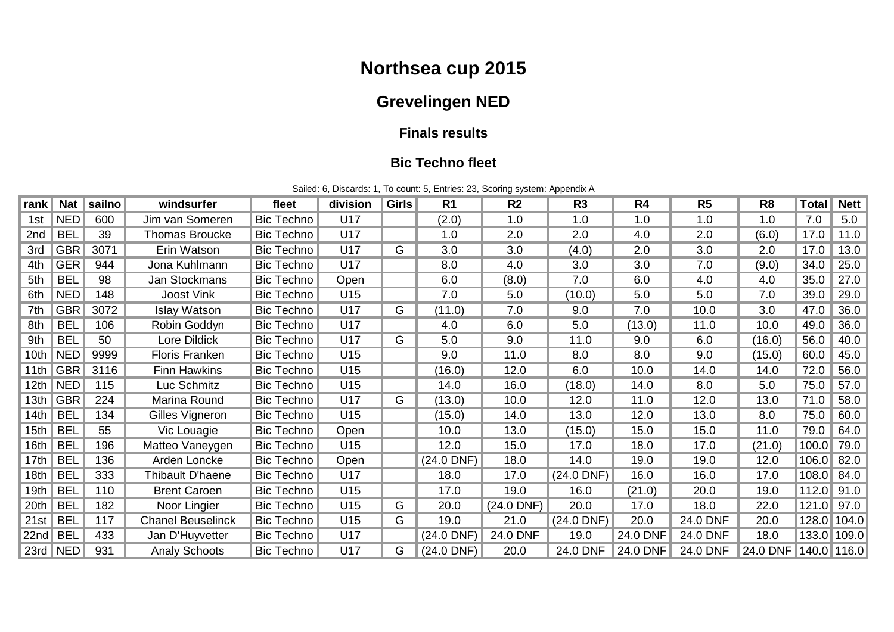# Northsea cup 2015

## Grevelingen NED

### Finals results

### Bic Techno fleet

Sailed: 6, Discards: 1, To count: 5, Entries: 23, Scoring system: Appendix A

| rank | Nat | sailno | windsurfer | fleet | division | Girls | R1 | R2 | R3 | R4 | R5 | R8 | Total | Nett |
|---|---|---|---|---|---|---|---|---|---|---|---|---|---|---|
| 1st | NED | 600 | Jim van Someren | Bic Techno | U17 | | (2.0) | 1.0 | 1.0 | 1.0 | 1.0 | 1.0 | 7.0 | 5.0 |
| 2nd | BEL | 39 | Thomas Broucke | Bic Techno | U17 | | 1.0 | 2.0 | 2.0 | 4.0 | 2.0 | (6.0) | 17.0 | 11.0 |
| 3rd | GBR | 3071 | Erin Watson | Bic Techno | U17 | G | 3.0 | 3.0 | (4.0) | 2.0 | 3.0 | 2.0 | 17.0 | 13.0 |
| 4th | GER | 944 | Jona Kuhlmann | Bic Techno | U17 | | 8.0 | 4.0 | 3.0 | 3.0 | 7.0 | (9.0) | 34.0 | 25.0 |
| 5th | BEL | 98 | Jan Stockmans | Bic Techno | Open | | 6.0 | (8.0) | 7.0 | 6.0 | 4.0 | 4.0 | 35.0 | 27.0 |
| 6th | NED | 148 | Joost Vink | Bic Techno | U15 | | 7.0 | 5.0 | (10.0) | 5.0 | 5.0 | 7.0 | 39.0 | 29.0 |
| 7th | GBR | 3072 | Islay Watson | Bic Techno | U17 | G | (11.0) | 7.0 | 9.0 | 7.0 | 10.0 | 3.0 | 47.0 | 36.0 |
| 8th | BEL | 106 | Robin Goddyn | Bic Techno | U17 | | 4.0 | 6.0 | 5.0 | (13.0) | 11.0 | 10.0 | 49.0 | 36.0 |
| 9th | BEL | 50 | Lore Dildick | Bic Techno | U17 | G | 5.0 | 9.0 | 11.0 | 9.0 | 6.0 | (16.0) | 56.0 | 40.0 |
| 10th | NED | 9999 | Floris Franken | Bic Techno | U15 | | 9.0 | 11.0 | 8.0 | 8.0 | 9.0 | (15.0) | 60.0 | 45.0 |
| 11th | GBR | 3116 | Finn Hawkins | Bic Techno | U15 | | (16.0) | 12.0 | 6.0 | 10.0 | 14.0 | 14.0 | 72.0 | 56.0 |
| 12th | NED | 115 | Luc Schmitz | Bic Techno | U15 | | 14.0 | 16.0 | (18.0) | 14.0 | 8.0 | 5.0 | 75.0 | 57.0 |
| 13th | GBR | 224 | Marina Round | Bic Techno | U17 | G | (13.0) | 10.0 | 12.0 | 11.0 | 12.0 | 13.0 | 71.0 | 58.0 |
| 14th | BEL | 134 | Gilles Vigneron | Bic Techno | U15 | | (15.0) | 14.0 | 13.0 | 12.0 | 13.0 | 8.0 | 75.0 | 60.0 |
| 15th | BEL | 55 | Vic Louagie | Bic Techno | Open | | 10.0 | 13.0 | (15.0) | 15.0 | 15.0 | 11.0 | 79.0 | 64.0 |
| 16th | BEL | 196 | Matteo Vaneygen | Bic Techno | U15 | | 12.0 | 15.0 | 17.0 | 18.0 | 17.0 | (21.0) | 100.0 | 79.0 |
| 17th | BEL | 136 | Arden Loncke | Bic Techno | Open | | (24.0 DNF) | 18.0 | 14.0 | 19.0 | 19.0 | 12.0 | 106.0 | 82.0 |
| 18th | BEL | 333 | Thibault D'haene | Bic Techno | U17 | | 18.0 | 17.0 | (24.0 DNF) | 16.0 | 16.0 | 17.0 | 108.0 | 84.0 |
| 19th | BEL | 110 | Brent Caroen | Bic Techno | U15 | | 17.0 | 19.0 | 16.0 | (21.0) | 20.0 | 19.0 | 112.0 | 91.0 |
| 20th | BEL | 182 | Noor Lingier | Bic Techno | U15 | G | 20.0 | (24.0 DNF) | 20.0 | 17.0 | 18.0 | 22.0 | 121.0 | 97.0 |
| 21st | BEL | 117 | Chanel Beuselinck | Bic Techno | U15 | G | 19.0 | 21.0 | (24.0 DNF) | 20.0 | 24.0 DNF | 20.0 | 128.0 | 104.0 |
| 22nd | BEL | 433 | Jan D'Huyvetter | Bic Techno | U17 | | (24.0 DNF) | 24.0 DNF | 19.0 | 24.0 DNF | 24.0 DNF | 18.0 | 133.0 | 109.0 |
| 23rd | NED | 931 | Analy Schoots | Bic Techno | U17 | G | (24.0 DNF) | 20.0 | 24.0 DNF | 24.0 DNF | 24.0 DNF | 24.0 DNF | 140.0 | 116.0 |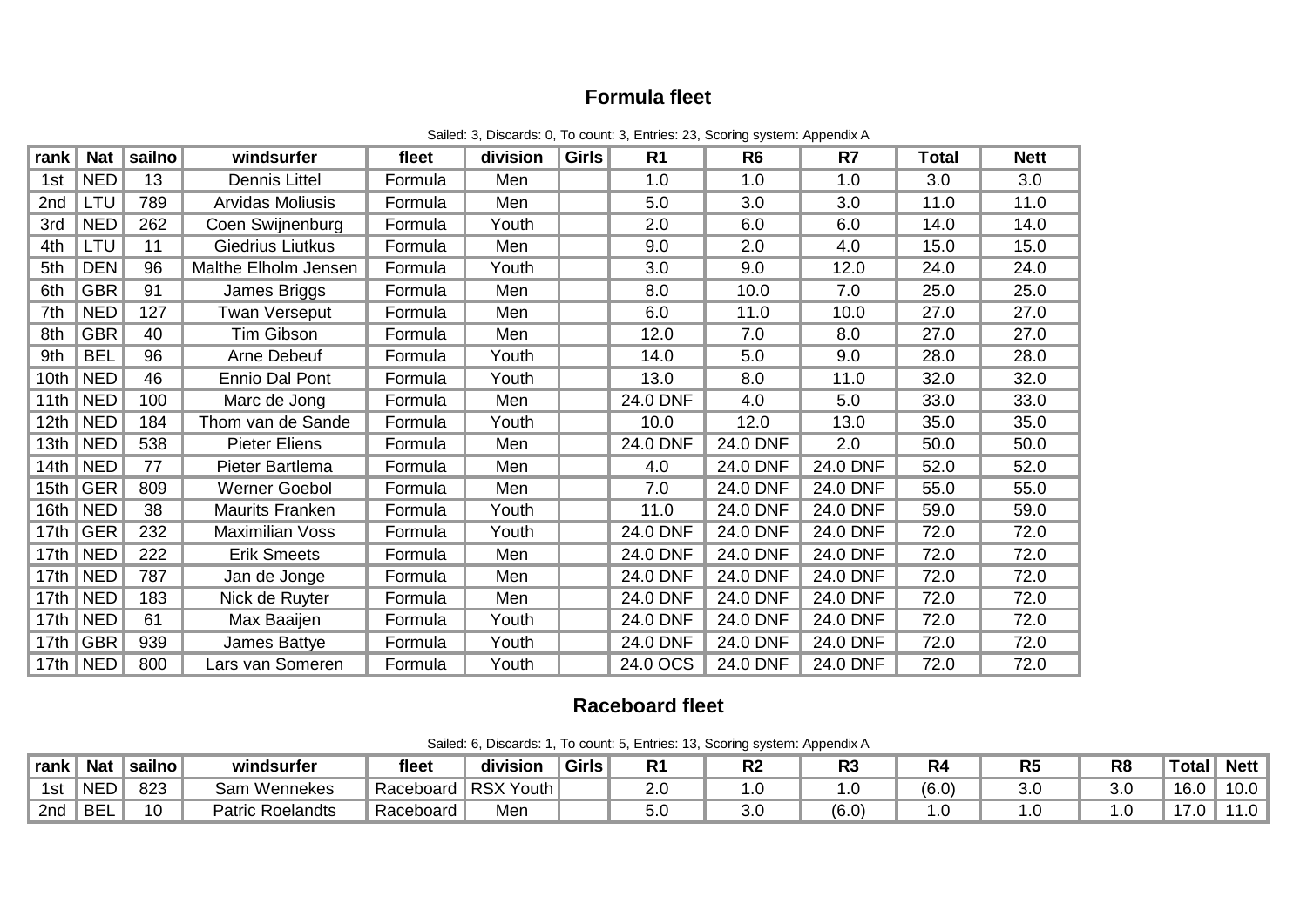## Formula fleet

Sailed: 3, Discards: 0, To count: 3, Entries: 23, Scoring system: Appendix A

| rank | Nat | sailno | windsurfer | fleet | division | Girls | R1 | R6 | R7 | Total | Nett |
|---|---|---|---|---|---|---|---|---|---|---|---|
| 1st | NED | 13 | Dennis Littel | Formula | Men | | 1.0 | 1.0 | 1.0 | 3.0 | 3.0 |
| 2nd | LTU | 789 | Arvidas Moliusis | Formula | Men | | 5.0 | 3.0 | 3.0 | 11.0 | 11.0 |
| 3rd | NED | 262 | Coen Swijnenburg | Formula | Youth | | 2.0 | 6.0 | 6.0 | 14.0 | 14.0 |
| 4th | LTU | 11 | Giedrius Liutkus | Formula | Men | | 9.0 | 2.0 | 4.0 | 15.0 | 15.0 |
| 5th | DEN | 96 | Malthe Elholm Jensen | Formula | Youth | | 3.0 | 9.0 | 12.0 | 24.0 | 24.0 |
| 6th | GBR | 91 | James Briggs | Formula | Men | | 8.0 | 10.0 | 7.0 | 25.0 | 25.0 |
| 7th | NED | 127 | Twan Verseput | Formula | Men | | 6.0 | 11.0 | 10.0 | 27.0 | 27.0 |
| 8th | GBR | 40 | Tim Gibson | Formula | Men | | 12.0 | 7.0 | 8.0 | 27.0 | 27.0 |
| 9th | BEL | 96 | Arne Debeuf | Formula | Youth | | 14.0 | 5.0 | 9.0 | 28.0 | 28.0 |
| 10th | NED | 46 | Ennio Dal Pont | Formula | Youth | | 13.0 | 8.0 | 11.0 | 32.0 | 32.0 |
| 11th | NED | 100 | Marc de Jong | Formula | Men | | 24.0 DNF | 4.0 | 5.0 | 33.0 | 33.0 |
| 12th | NED | 184 | Thom van de Sande | Formula | Youth | | 10.0 | 12.0 | 13.0 | 35.0 | 35.0 |
| 13th | NED | 538 | Pieter Eliens | Formula | Men | | 24.0 DNF | 24.0 DNF | 2.0 | 50.0 | 50.0 |
| 14th | NED | 77 | Pieter Bartlema | Formula | Men | | 4.0 | 24.0 DNF | 24.0 DNF | 52.0 | 52.0 |
| 15th | GER | 809 | Werner Goebol | Formula | Men | | 7.0 | 24.0 DNF | 24.0 DNF | 55.0 | 55.0 |
| 16th | NED | 38 | Maurits Franken | Formula | Youth | | 11.0 | 24.0 DNF | 24.0 DNF | 59.0 | 59.0 |
| 17th | GER | 232 | Maximilian Voss | Formula | Youth | | 24.0 DNF | 24.0 DNF | 24.0 DNF | 72.0 | 72.0 |
| 17th | NED | 222 | Erik Smeets | Formula | Men | | 24.0 DNF | 24.0 DNF | 24.0 DNF | 72.0 | 72.0 |
| 17th | NED | 787 | Jan de Jonge | Formula | Men | | 24.0 DNF | 24.0 DNF | 24.0 DNF | 72.0 | 72.0 |
| 17th | NED | 183 | Nick de Ruyter | Formula | Men | | 24.0 DNF | 24.0 DNF | 24.0 DNF | 72.0 | 72.0 |
| 17th | NED | 61 | Max Baaijen | Formula | Youth | | 24.0 DNF | 24.0 DNF | 24.0 DNF | 72.0 | 72.0 |
| 17th | GBR | 939 | James Battye | Formula | Youth | | 24.0 DNF | 24.0 DNF | 24.0 DNF | 72.0 | 72.0 |
| 17th | NED | 800 | Lars van Someren | Formula | Youth | | 24.0 OCS | 24.0 DNF | 24.0 DNF | 72.0 | 72.0 |

## Raceboard fleet

Sailed: 6, Discards: 1, To count: 5, Entries: 13, Scoring system: Appendix A

| rank | Nat | sailno | windsurfer | fleet | division | Girls | R1 | R2 | R3 | R4 | R5 | R8 | Total | Nett |
|---|---|---|---|---|---|---|---|---|---|---|---|---|---|---|
| 1st | NED | 823 | Sam Wennekes | Raceboard | RSX Youth | | 2.0 | 1.0 | 1.0 | (6.0) | 3.0 | 3.0 | 16.0 | 10.0 |
| 2nd | BEL | 10 | Patric Roelandts | Raceboard | Men | | 5.0 | 3.0 | (6.0) | 1.0 | 1.0 | 1.0 | 17.0 | 11.0 |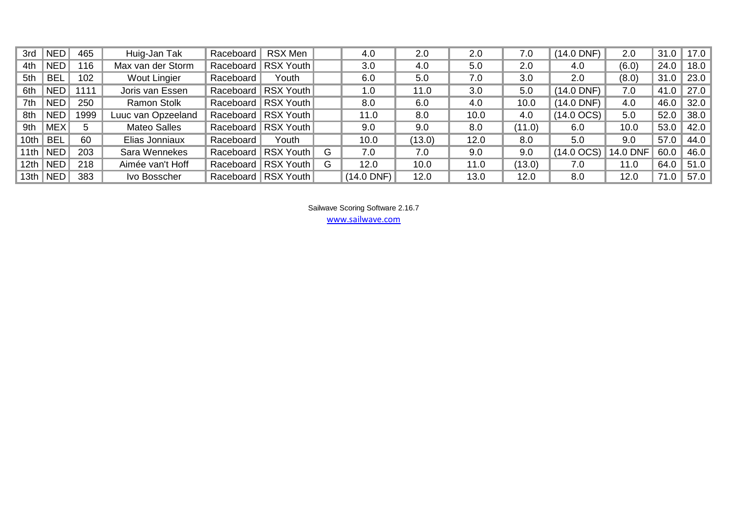| | | | | | | | | | | | | | | | |
|---|---|---|---|---|---|---|---|---|---|---|---|---|---|---|---|
| 3rd | NED | 465 | Huig-Jan Tak | Raceboard | RSX Men | | 4.0 | 2.0 | 2.0 | 7.0 | (14.0 DNF) | 2.0 | 31.0 | 17.0 |
| 4th | NED | 116 | Max van der Storm | Raceboard | RSX Youth | | 3.0 | 4.0 | 5.0 | 2.0 | 4.0 | (6.0) | 24.0 | 18.0 |
| 5th | BEL | 102 | Wout Lingier | Raceboard | Youth | | 6.0 | 5.0 | 7.0 | 3.0 | 2.0 | (8.0) | 31.0 | 23.0 |
| 6th | NED | 1111 | Joris van Essen | Raceboard | RSX Youth | | 1.0 | 11.0 | 3.0 | 5.0 | (14.0 DNF) | 7.0 | 41.0 | 27.0 |
| 7th | NED | 250 | Ramon Stolk | Raceboard | RSX Youth | | 8.0 | 6.0 | 4.0 | 10.0 | (14.0 DNF) | 4.0 | 46.0 | 32.0 |
| 8th | NED | 1999 | Luuc van Opzeeland | Raceboard | RSX Youth | | 11.0 | 8.0 | 10.0 | 4.0 | (14.0 OCS) | 5.0 | 52.0 | 38.0 |
| 9th | MEX | 5 | Mateo Salles | Raceboard | RSX Youth | | 9.0 | 9.0 | 8.0 | (11.0) | 6.0 | 10.0 | 53.0 | 42.0 |
| 10th | BEL | 60 | Elias Jonniaux | Raceboard | Youth | | 10.0 | (13.0) | 12.0 | 8.0 | 5.0 | 9.0 | 57.0 | 44.0 |
| 11th | NED | 203 | Sara Wennekes | Raceboard | RSX Youth | G | 7.0 | 7.0 | 9.0 | 9.0 | (14.0 OCS) | 14.0 DNF | 60.0 | 46.0 |
| 12th | NED | 218 | Aimée van't Hoff | Raceboard | RSX Youth | G | 12.0 | 10.0 | 11.0 | (13.0) | 7.0 | 11.0 | 64.0 | 51.0 |
| 13th | NED | 383 | Ivo Bosscher | Raceboard | RSX Youth | | (14.0 DNF) | 12.0 | 13.0 | 12.0 | 8.0 | 12.0 | 71.0 | 57.0 |

Sailwave Scoring Software 2.16.7
www.sailwave.com